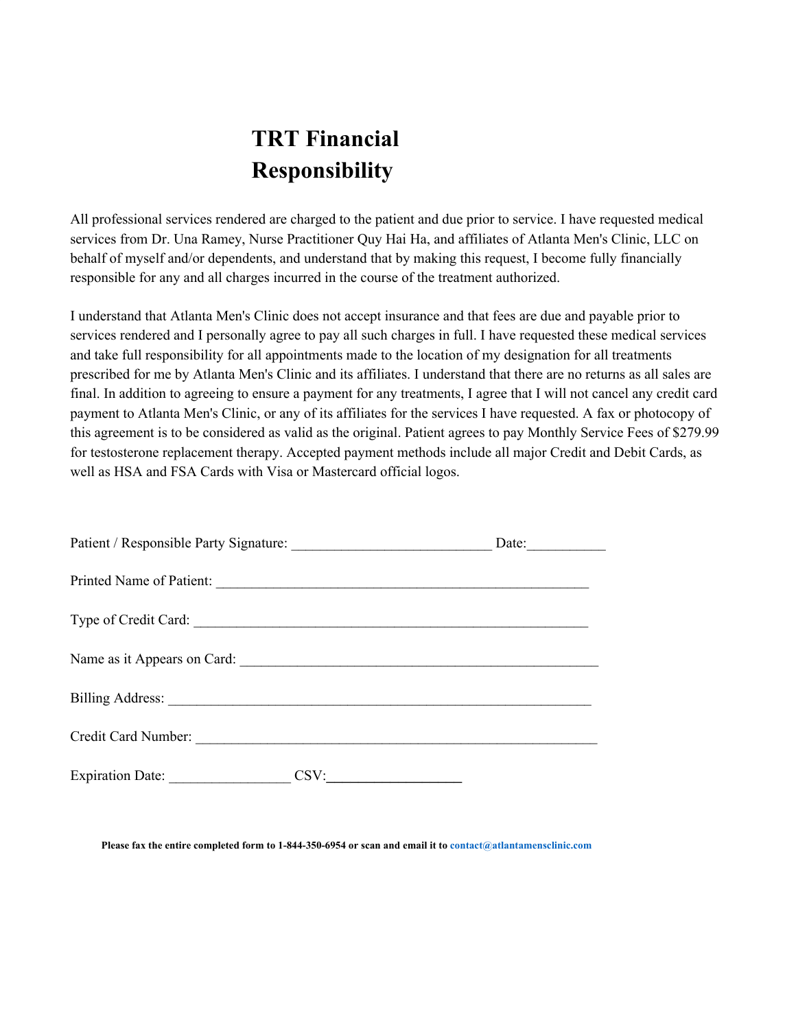# TRT Financial Responsibility

All professional services rendered are charged to the patient and due prior to service. I have requested medical services from Dr. Una Ramey, Nurse Practitioner Quy Hai Ha, and affiliates of Atlanta Men's Clinic, LLC on behalf of myself and/or dependents, and understand that by making this request, I become fully financially responsible for any and all charges incurred in the course of the treatment authorized.

I understand that Atlanta Men's Clinic does not accept insurance and that fees are due and payable prior to services rendered and I personally agree to pay all such charges in full. I have requested these medical services and take full responsibility for all appointments made to the location of my designation for all treatments prescribed for me by Atlanta Men's Clinic and its affiliates. I understand that there are no returns as all sales are final. In addition to agreeing to ensure a payment for any treatments, I agree that I will not cancel any credit card payment to Atlanta Men's Clinic, or any of its affiliates for the services I have requested. A fax or photocopy of this agreement is to be considered as valid as the original. Patient agrees to pay Monthly Service Fees of $279.99 for testosterone replacement therapy. Accepted payment methods include all major Credit and Debit Cards, as well as HSA and FSA Cards with Visa or Mastercard official logos.

Patient / Responsible Party Signature: ___________________________ Date:___________

Printed Name of Patient: ___________________________________________________

Type of Credit Card: ______________________________________________________

Name as it Appears on Card: ________________________________________________

Billing Address: _________________________________________________________

Credit Card Number: _____________________________________________________

Expiration Date: ________________ CSV:__________________

**Please fax the entire completed form to 1-844-350-6954 or scan and email it to contact@atlantamensclinic.com**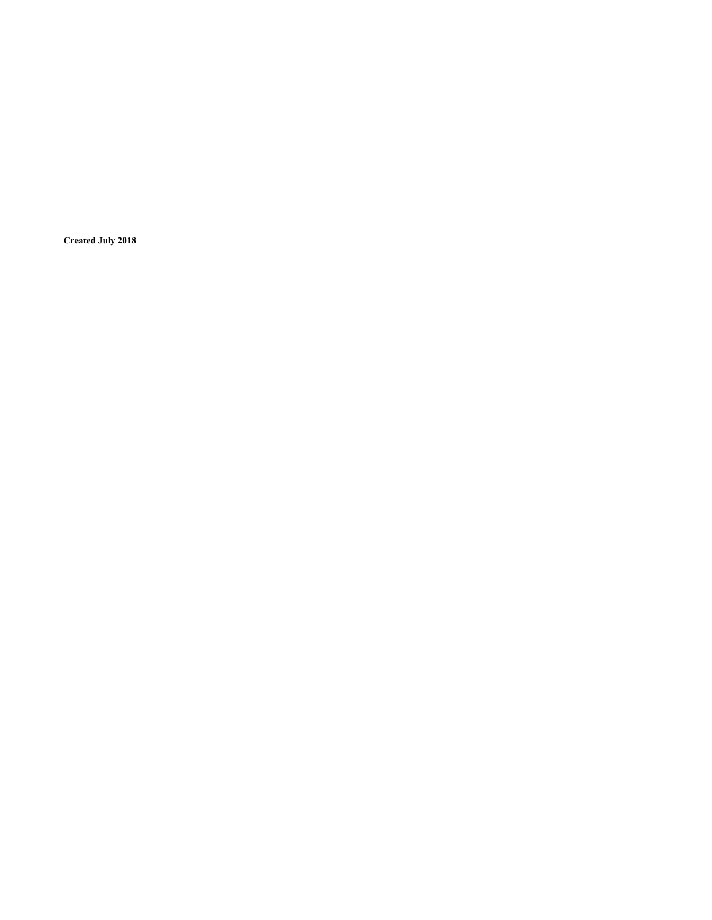**Created July 2018**